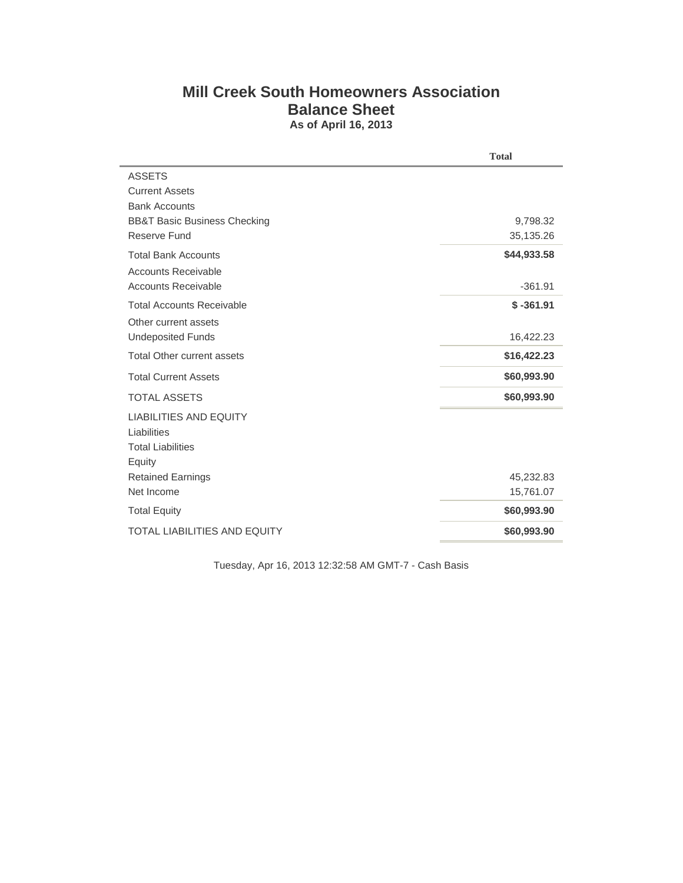# Mill Creek South Homeowners Association

## Balance Sheet

**As of April 16, 2013**

| | Total |
|---|---|
| ASSETS | |
| Current Assets | |
| Bank Accounts | |
| BB&T Basic Business Checking | 9,798.32 |
| Reserve Fund | 35,135.26 |
| Total Bank Accounts | **$44,933.58** |
| Accounts Receivable | |
| Accounts Receivable | -361.91 |
| Total Accounts Receivable | **$ -361.91** |
| Other current assets | |
| Undeposited Funds | 16,422.23 |
| Total Other current assets | **$16,422.23** |
| Total Current Assets | **$60,993.90** |
| TOTAL ASSETS | **$60,993.90** |
| LIABILITIES AND EQUITY | |
| Liabilities | |
| Total Liabilities | |
| Equity | |
| Retained Earnings | 45,232.83 |
| Net Income | 15,761.07 |
| Total Equity | **$60,993.90** |
| TOTAL LIABILITIES AND EQUITY | **$60,993.90** |

Tuesday, Apr 16, 2013 12:32:58 AM GMT-7 - Cash Basis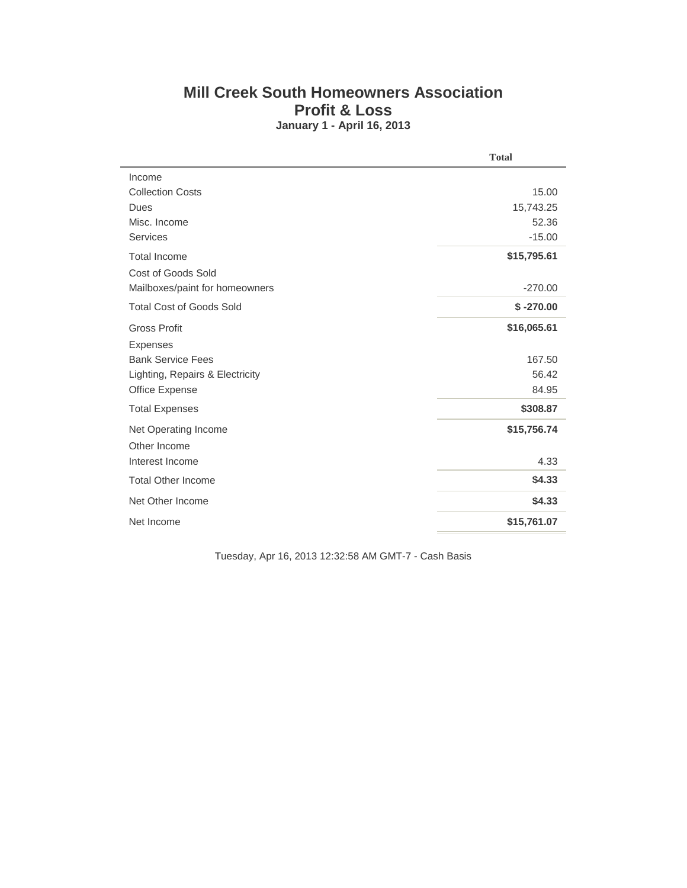# Mill Creek South Homeowners Association

## Profit & Loss

### January 1 - April 16, 2013

| | Total |
|---|---|
| Income | |
| Collection Costs | 15.00 |
| Dues | 15,743.25 |
| Misc. Income | 52.36 |
| Services | -15.00 |
| Total Income | **$15,795.61** |
| Cost of Goods Sold | |
| Mailboxes/paint for homeowners | -270.00 |
| Total Cost of Goods Sold | **$ -270.00** |
| Gross Profit | **$16,065.61** |
| Expenses | |
| Bank Service Fees | 167.50 |
| Lighting, Repairs & Electricity | 56.42 |
| Office Expense | 84.95 |
| Total Expenses | **$308.87** |
| Net Operating Income | **$15,756.74** |
| Other Income | |
| Interest Income | 4.33 |
| Total Other Income | **$4.33** |
| Net Other Income | **$4.33** |
| Net Income | **$15,761.07** |

Tuesday, Apr 16, 2013 12:32:58 AM GMT-7 - Cash Basis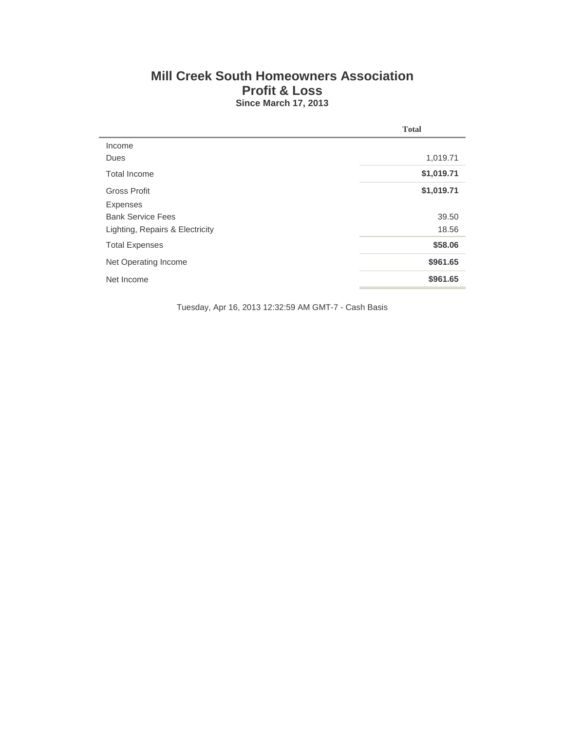# Mill Creek South Homeowners Association

## Profit & Loss

### Since March 17, 2013

| | Total |
|---|---|
| Income | |
| Dues | 1,019.71 |
| Total Income | **$1,019.71** |
| Gross Profit | **$1,019.71** |
| Expenses | |
| Bank Service Fees | 39.50 |
| Lighting, Repairs & Electricity | 18.56 |
| Total Expenses | **$58.06** |
| Net Operating Income | **$961.65** |
| Net Income | **$961.65** |

Tuesday, Apr 16, 2013 12:32:59 AM GMT-7 - Cash Basis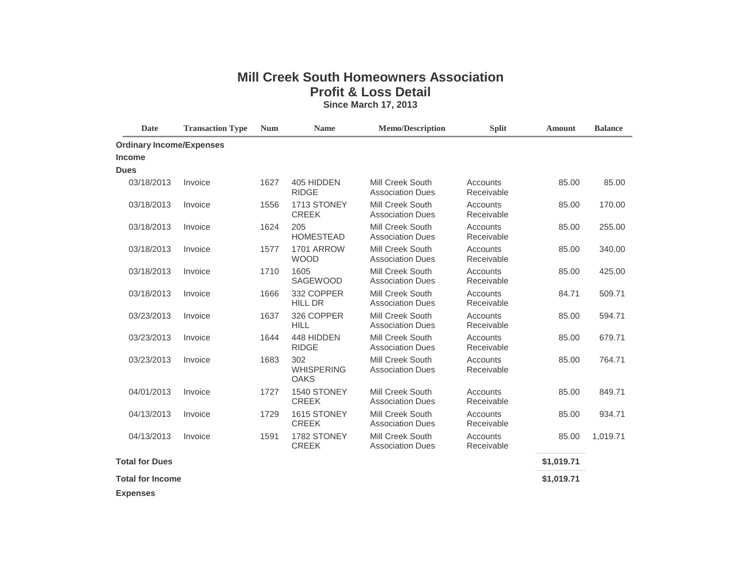# Mill Creek South Homeowners Association
## Profit & Loss Detail
### Since March 17, 2013

| Date | Transaction Type | Num | Name | Memo/Description | Split | Amount | Balance |
|---|---|---|---|---|---|---|---|
| **Ordinary Income/Expenses** | | | | | | | |
| **Income** | | | | | | | |
| **Dues** | | | | | | | |
| 03/18/2013 | Invoice | 1627 | 405 HIDDEN RIDGE | Mill Creek South Association Dues | Accounts Receivable | 85.00 | 85.00 |
| 03/18/2013 | Invoice | 1556 | 1713 STONEY CREEK | Mill Creek South Association Dues | Accounts Receivable | 85.00 | 170.00 |
| 03/18/2013 | Invoice | 1624 | 205 HOMESTEAD | Mill Creek South Association Dues | Accounts Receivable | 85.00 | 255.00 |
| 03/18/2013 | Invoice | 1577 | 1701 ARROW WOOD | Mill Creek South Association Dues | Accounts Receivable | 85.00 | 340.00 |
| 03/18/2013 | Invoice | 1710 | 1605 SAGEWOOD | Mill Creek South Association Dues | Accounts Receivable | 85.00 | 425.00 |
| 03/18/2013 | Invoice | 1666 | 332 COPPER HILL DR | Mill Creek South Association Dues | Accounts Receivable | 84.71 | 509.71 |
| 03/23/2013 | Invoice | 1637 | 326 COPPER HILL | Mill Creek South Association Dues | Accounts Receivable | 85.00 | 594.71 |
| 03/23/2013 | Invoice | 1644 | 448 HIDDEN RIDGE | Mill Creek South Association Dues | Accounts Receivable | 85.00 | 679.71 |
| 03/23/2013 | Invoice | 1683 | 302 WHISPERING OAKS | Mill Creek South Association Dues | Accounts Receivable | 85.00 | 764.71 |
| 04/01/2013 | Invoice | 1727 | 1540 STONEY CREEK | Mill Creek South Association Dues | Accounts Receivable | 85.00 | 849.71 |
| 04/13/2013 | Invoice | 1729 | 1615 STONEY CREEK | Mill Creek South Association Dues | Accounts Receivable | 85.00 | 934.71 |
| 04/13/2013 | Invoice | 1591 | 1782 STONEY CREEK | Mill Creek South Association Dues | Accounts Receivable | 85.00 | 1,019.71 |
| **Total for Dues** | | | | | | **$1,019.71** | |
| **Total for Income** | | | | | | **$1,019.71** | |
| **Expenses** | | | | | | | |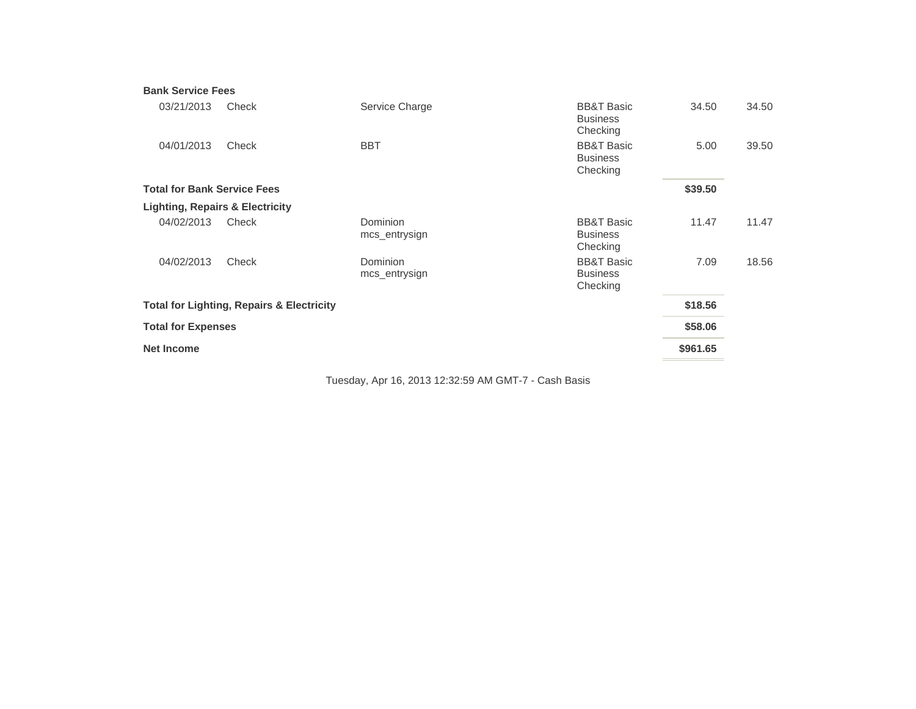| | | | | | |
|---|---|---|---|---|---|
| **Bank Service Fees** | | | | | |
| 03/21/2013 | Check | Service Charge | BB&T Basic Business Checking | 34.50 | 34.50 |
| 04/01/2013 | Check | BBT | BB&T Basic Business Checking | 5.00 | 39.50 |
| **Total for Bank Service Fees** | | | | **$39.50** | |
| **Lighting, Repairs & Electricity** | | | | | |
| 04/02/2013 | Check | Dominion mcs_entrysign | BB&T Basic Business Checking | 11.47 | 11.47 |
| 04/02/2013 | Check | Dominion mcs_entrysign | BB&T Basic Business Checking | 7.09 | 18.56 |
| **Total for Lighting, Repairs & Electricity** | | | | **$18.56** | |
| **Total for Expenses** | | | | **$58.06** | |
| **Net Income** | | | | **$961.65** | |

Tuesday, Apr 16, 2013 12:32:59 AM GMT-7 - Cash Basis